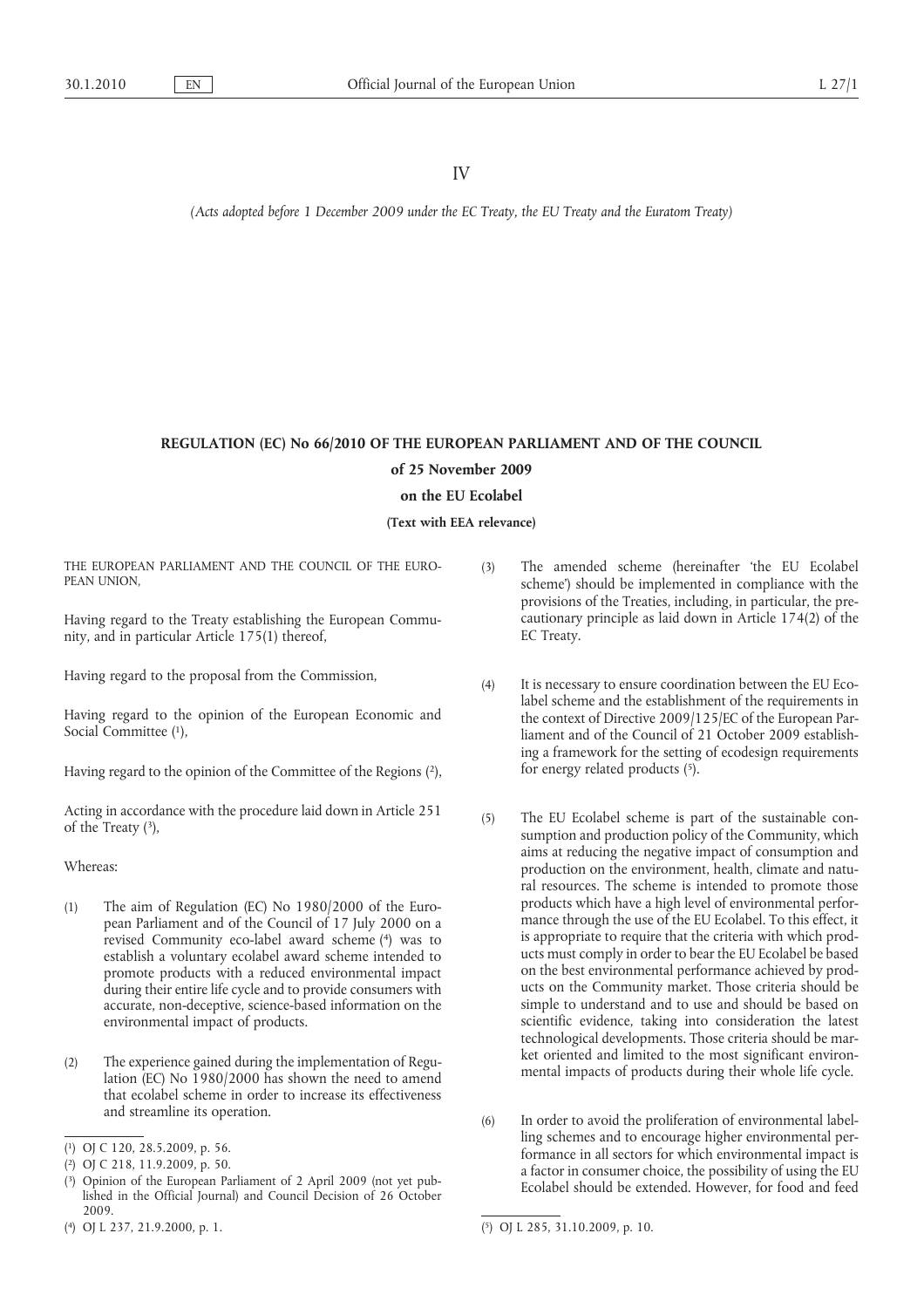IV

*(Acts adopted before 1 December 2009 under the EC Treaty, the EU Treaty and the Euratom Treaty)*

# REGULATION (EC) No 66/2010 OF THE EUROPEAN PARLIAMENT AND OF THE COUNCIL

## of 25 November 2009

## on the EU Ecolabel

**(Text with EEA relevance)**

THE EUROPEAN PARLIAMENT AND THE COUNCIL OF THE EUROPEAN UNION,

Having regard to the Treaty establishing the European Community, and in particular Article 175(1) thereof,

Having regard to the proposal from the Commission,

Having regard to the opinion of the European Economic and Social Committee [1],

Having regard to the opinion of the Committee of the Regions [2],

Acting in accordance with the procedure laid down in Article 251 of the Treaty [3],

Whereas:

(1) The aim of Regulation (EC) No 1980/2000 of the European Parliament and of the Council of 17 July 2000 on a revised Community eco-label award scheme [4] was to establish a voluntary ecolabel award scheme intended to promote products with a reduced environmental impact during their entire life cycle and to provide consumers with accurate, non-deceptive, science-based information on the environmental impact of products.

(2) The experience gained during the implementation of Regulation (EC) No 1980/2000 has shown the need to amend that ecolabel scheme in order to increase its effectiveness and streamline its operation.

(3) The amended scheme (hereinafter 'the EU Ecolabel scheme') should be implemented in compliance with the provisions of the Treaties, including, in particular, the precautionary principle as laid down in Article 174(2) of the EC Treaty.

(4) It is necessary to ensure coordination between the EU Ecolabel scheme and the establishment of the requirements in the context of Directive 2009/125/EC of the European Parliament and of the Council of 21 October 2009 establishing a framework for the setting of ecodesign requirements for energy related products [5].

(5) The EU Ecolabel scheme is part of the sustainable consumption and production policy of the Community, which aims at reducing the negative impact of consumption and production on the environment, health, climate and natural resources. The scheme is intended to promote those products which have a high level of environmental performance through the use of the EU Ecolabel. To this effect, it is appropriate to require that the criteria with which products must comply in order to bear the EU Ecolabel be based on the best environmental performance achieved by products on the Community market. Those criteria should be simple to understand and to use and should be based on scientific evidence, taking into consideration the latest technological developments. Those criteria should be market oriented and limited to the most significant environmental impacts of products during their whole life cycle.

(6) In order to avoid the proliferation of environmental labelling schemes and to encourage higher environmental performance in all sectors for which environmental impact is a factor in consumer choice, the possibility of using the EU Ecolabel should be extended. However, for food and feed

---

[1] OJ C 120, 28.5.2009, p. 56.

[2] OJ C 218, 11.9.2009, p. 50.

[3] Opinion of the European Parliament of 2 April 2009 (not yet published in the Official Journal) and Council Decision of 26 October 2009.

[4] OJ L 237, 21.9.2000, p. 1.

[5] OJ L 285, 31.10.2009, p. 10.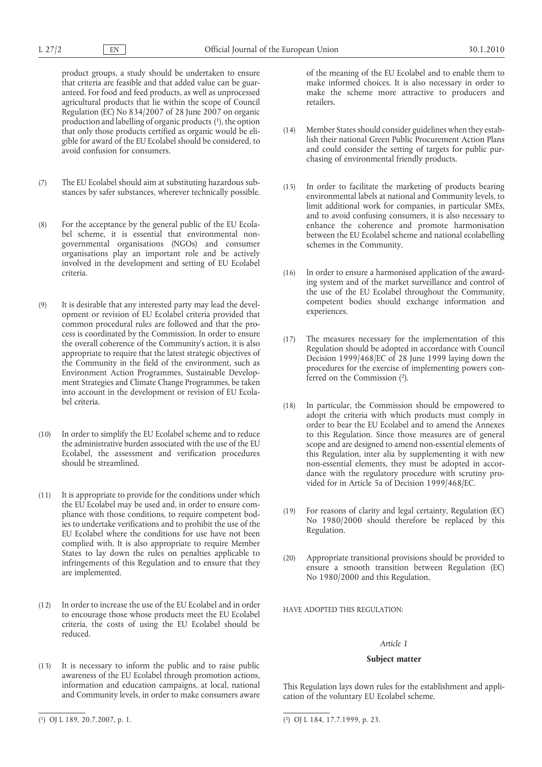product groups, a study should be undertaken to ensure that criteria are feasible and that added value can be guaranteed. For food and feed products, as well as unprocessed agricultural products that lie within the scope of Council Regulation (EC) No 834/2007 of 28 June 2007 on organic production and labelling of organic products [1], the option that only those products certified as organic would be eligible for award of the EU Ecolabel should be considered, to avoid confusion for consumers.

(7) The EU Ecolabel should aim at substituting hazardous substances by safer substances, wherever technically possible.

(8) For the acceptance by the general public of the EU Ecolabel scheme, it is essential that environmental non-governmental organisations (NGOs) and consumer organisations play an important role and be actively involved in the development and setting of EU Ecolabel criteria.

(9) It is desirable that any interested party may lead the development or revision of EU Ecolabel criteria provided that common procedural rules are followed and that the process is coordinated by the Commission. In order to ensure the overall coherence of the Community's action, it is also appropriate to require that the latest strategic objectives of the Community in the field of the environment, such as Environment Action Programmes, Sustainable Development Strategies and Climate Change Programmes, be taken into account in the development or revision of EU Ecolabel criteria.

(10) In order to simplify the EU Ecolabel scheme and to reduce the administrative burden associated with the use of the EU Ecolabel, the assessment and verification procedures should be streamlined.

(11) It is appropriate to provide for the conditions under which the EU Ecolabel may be used and, in order to ensure compliance with those conditions, to require competent bodies to undertake verifications and to prohibit the use of the EU Ecolabel where the conditions for use have not been complied with. It is also appropriate to require Member States to lay down the rules on penalties applicable to infringements of this Regulation and to ensure that they are implemented.

(12) In order to increase the use of the EU Ecolabel and in order to encourage those whose products meet the EU Ecolabel criteria, the costs of using the EU Ecolabel should be reduced.

(13) It is necessary to inform the public and to raise public awareness of the EU Ecolabel through promotion actions, information and education campaigns, at local, national and Community levels, in order to make consumers aware of the meaning of the EU Ecolabel and to enable them to make informed choices. It is also necessary in order to make the scheme more attractive to producers and retailers.

(14) Member States should consider guidelines when they establish their national Green Public Procurement Action Plans and could consider the setting of targets for public purchasing of environmental friendly products.

(15) In order to facilitate the marketing of products bearing environmental labels at national and Community levels, to limit additional work for companies, in particular SMEs, and to avoid confusing consumers, it is also necessary to enhance the coherence and promote harmonisation between the EU Ecolabel scheme and national ecolabelling schemes in the Community.

(16) In order to ensure a harmonised application of the awarding system and of the market surveillance and control of the use of the EU Ecolabel throughout the Community, competent bodies should exchange information and experiences.

(17) The measures necessary for the implementation of this Regulation should be adopted in accordance with Council Decision 1999/468/EC of 28 June 1999 laying down the procedures for the exercise of implementing powers conferred on the Commission [2].

(18) In particular, the Commission should be empowered to adopt the criteria with which products must comply in order to bear the EU Ecolabel and to amend the Annexes to this Regulation. Since those measures are of general scope and are designed to amend non-essential elements of this Regulation, inter alia by supplementing it with new non-essential elements, they must be adopted in accordance with the regulatory procedure with scrutiny provided for in Article 5a of Decision 1999/468/EC.

(19) For reasons of clarity and legal certainty, Regulation (EC) No 1980/2000 should therefore be replaced by this Regulation.

(20) Appropriate transitional provisions should be provided to ensure a smooth transition between Regulation (EC) No 1980/2000 and this Regulation,

HAVE ADOPTED THIS REGULATION:

*Article 1*

**Subject matter**

This Regulation lays down rules for the establishment and application of the voluntary EU Ecolabel scheme.

---

[1] OJ L 189, 20.7.2007, p. 1.

[2] OJ L 184, 17.7.1999, p. 23.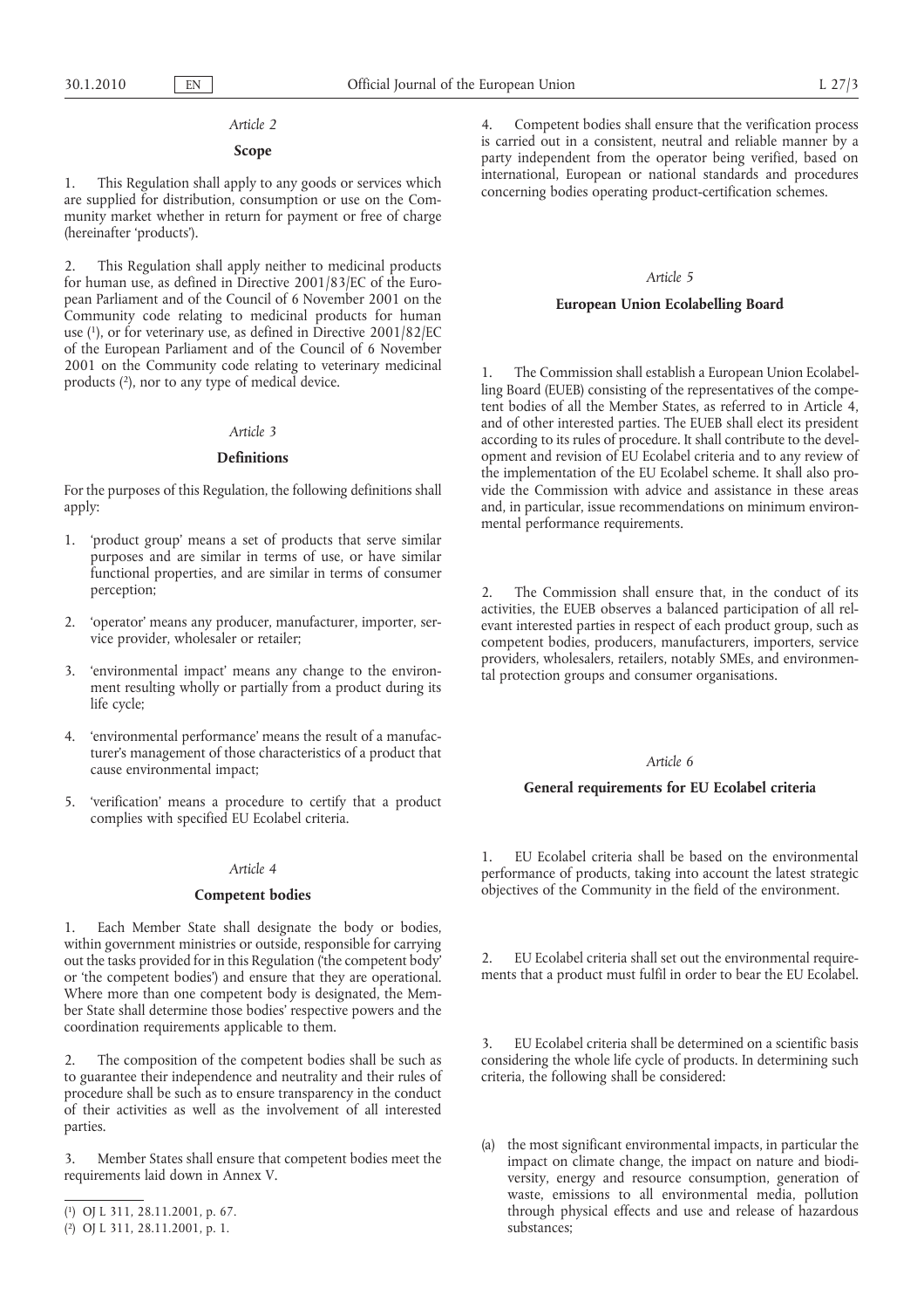*Article 2*

**Scope**

1. This Regulation shall apply to any goods or services which are supplied for distribution, consumption or use on the Community market whether in return for payment or free of charge (hereinafter 'products').

2. This Regulation shall apply neither to medicinal products for human use, as defined in Directive 2001/83/EC of the European Parliament and of the Council of 6 November 2001 on the Community code relating to medicinal products for human use [1], or for veterinary use, as defined in Directive 2001/82/EC of the European Parliament and of the Council of 6 November 2001 on the Community code relating to veterinary medicinal products [2], nor to any type of medical device.

*Article 3*

**Definitions**

For the purposes of this Regulation, the following definitions shall apply:

1. 'product group' means a set of products that serve similar purposes and are similar in terms of use, or have similar functional properties, and are similar in terms of consumer perception;

2. 'operator' means any producer, manufacturer, importer, service provider, wholesaler or retailer;

3. 'environmental impact' means any change to the environment resulting wholly or partially from a product during its life cycle;

4. 'environmental performance' means the result of a manufacturer's management of those characteristics of a product that cause environmental impact;

5. 'verification' means a procedure to certify that a product complies with specified EU Ecolabel criteria.

*Article 4*

**Competent bodies**

1. Each Member State shall designate the body or bodies, within government ministries or outside, responsible for carrying out the tasks provided for in this Regulation ('the competent body' or 'the competent bodies') and ensure that they are operational. Where more than one competent body is designated, the Member State shall determine those bodies' respective powers and the coordination requirements applicable to them.

2. The composition of the competent bodies shall be such as to guarantee their independence and neutrality and their rules of procedure shall be such as to ensure transparency in the conduct of their activities as well as the involvement of all interested parties.

3. Member States shall ensure that competent bodies meet the requirements laid down in Annex V.

4. Competent bodies shall ensure that the verification process is carried out in a consistent, neutral and reliable manner by a party independent from the operator being verified, based on international, European or national standards and procedures concerning bodies operating product-certification schemes.

*Article 5*

**European Union Ecolabelling Board**

1. The Commission shall establish a European Union Ecolabelling Board (EUEB) consisting of the representatives of the competent bodies of all the Member States, as referred to in Article 4, and of other interested parties. The EUEB shall elect its president according to its rules of procedure. It shall contribute to the development and revision of EU Ecolabel criteria and to any review of the implementation of the EU Ecolabel scheme. It shall also provide the Commission with advice and assistance in these areas and, in particular, issue recommendations on minimum environmental performance requirements.

2. The Commission shall ensure that, in the conduct of its activities, the EUEB observes a balanced participation of all relevant interested parties in respect of each product group, such as competent bodies, producers, manufacturers, importers, service providers, wholesalers, retailers, notably SMEs, and environmental protection groups and consumer organisations.

*Article 6*

**General requirements for EU Ecolabel criteria**

1. EU Ecolabel criteria shall be based on the environmental performance of products, taking into account the latest strategic objectives of the Community in the field of the environment.

2. EU Ecolabel criteria shall set out the environmental requirements that a product must fulfil in order to bear the EU Ecolabel.

3. EU Ecolabel criteria shall be determined on a scientific basis considering the whole life cycle of products. In determining such criteria, the following shall be considered:

(a) the most significant environmental impacts, in particular the impact on climate change, the impact on nature and biodiversity, energy and resource consumption, generation of waste, emissions to all environmental media, pollution through physical effects and use and release of hazardous substances;

---

[1] OJ L 311, 28.11.2001, p. 67.

[2] OJ L 311, 28.11.2001, p. 1.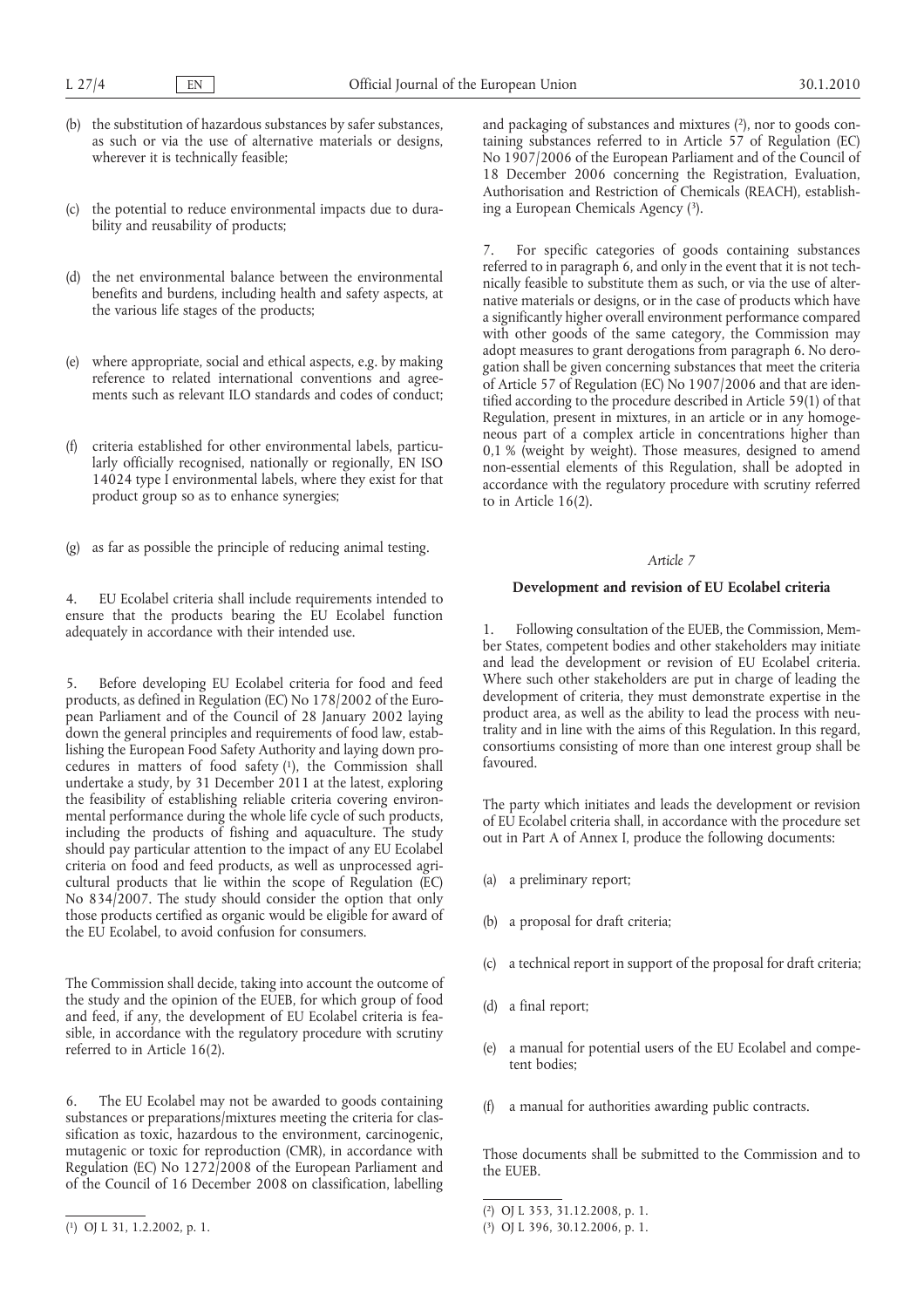(b) the substitution of hazardous substances by safer substances, as such or via the use of alternative materials or designs, wherever it is technically feasible;

(c) the potential to reduce environmental impacts due to durability and reusability of products;

(d) the net environmental balance between the environmental benefits and burdens, including health and safety aspects, at the various life stages of the products;

(e) where appropriate, social and ethical aspects, e.g. by making reference to related international conventions and agreements such as relevant ILO standards and codes of conduct;

(f) criteria established for other environmental labels, particularly officially recognised, nationally or regionally, EN ISO 14024 type I environmental labels, where they exist for that product group so as to enhance synergies;

(g) as far as possible the principle of reducing animal testing.

4. EU Ecolabel criteria shall include requirements intended to ensure that the products bearing the EU Ecolabel function adequately in accordance with their intended use.

5. Before developing EU Ecolabel criteria for food and feed products, as defined in Regulation (EC) No 178/2002 of the European Parliament and of the Council of 28 January 2002 laying down the general principles and requirements of food law, establishing the European Food Safety Authority and laying down procedures in matters of food safety [1], the Commission shall undertake a study, by 31 December 2011 at the latest, exploring the feasibility of establishing reliable criteria covering environmental performance during the whole life cycle of such products, including the products of fishing and aquaculture. The study should pay particular attention to the impact of any EU Ecolabel criteria on food and feed products, as well as unprocessed agricultural products that lie within the scope of Regulation (EC) No 834/2007. The study should consider the option that only those products certified as organic would be eligible for award of the EU Ecolabel, to avoid confusion for consumers.

The Commission shall decide, taking into account the outcome of the study and the opinion of the EUEB, for which group of food and feed, if any, the development of EU Ecolabel criteria is feasible, in accordance with the regulatory procedure with scrutiny referred to in Article 16(2).

6. The EU Ecolabel may not be awarded to goods containing substances or preparations/mixtures meeting the criteria for classification as toxic, hazardous to the environment, carcinogenic, mutagenic or toxic for reproduction (CMR), in accordance with Regulation (EC) No 1272/2008 of the European Parliament and of the Council of 16 December 2008 on classification, labelling and packaging of substances and mixtures [2], nor to goods containing substances referred to in Article 57 of Regulation (EC) No 1907/2006 of the European Parliament and of the Council of 18 December 2006 concerning the Registration, Evaluation, Authorisation and Restriction of Chemicals (REACH), establishing a European Chemicals Agency [3].

7. For specific categories of goods containing substances referred to in paragraph 6, and only in the event that it is not technically feasible to substitute them as such, or via the use of alternative materials or designs, or in the case of products which have a significantly higher overall environment performance compared with other goods of the same category, the Commission may adopt measures to grant derogations from paragraph 6. No derogation shall be given concerning substances that meet the criteria of Article 57 of Regulation (EC) No 1907/2006 and that are identified according to the procedure described in Article 59(1) of that Regulation, present in mixtures, in an article or in any homogeneous part of a complex article in concentrations higher than 0,1 % (weight by weight). Those measures, designed to amend non-essential elements of this Regulation, shall be adopted in accordance with the regulatory procedure with scrutiny referred to in Article 16(2).

*Article 7*

**Development and revision of EU Ecolabel criteria**

1. Following consultation of the EUEB, the Commission, Member States, competent bodies and other stakeholders may initiate and lead the development or revision of EU Ecolabel criteria. Where such other stakeholders are put in charge of leading the development of criteria, they must demonstrate expertise in the product area, as well as the ability to lead the process with neutrality and in line with the aims of this Regulation. In this regard, consortiums consisting of more than one interest group shall be favoured.

The party which initiates and leads the development or revision of EU Ecolabel criteria shall, in accordance with the procedure set out in Part A of Annex I, produce the following documents:

(a) a preliminary report;

(b) a proposal for draft criteria;

(c) a technical report in support of the proposal for draft criteria;

(d) a final report;

(e) a manual for potential users of the EU Ecolabel and competent bodies;

(f) a manual for authorities awarding public contracts.

Those documents shall be submitted to the Commission and to the EUEB.

[1] OJ L 31, 1.2.2002, p. 1.

[2] OJ L 353, 31.12.2008, p. 1.

[3] OJ L 396, 30.12.2006, p. 1.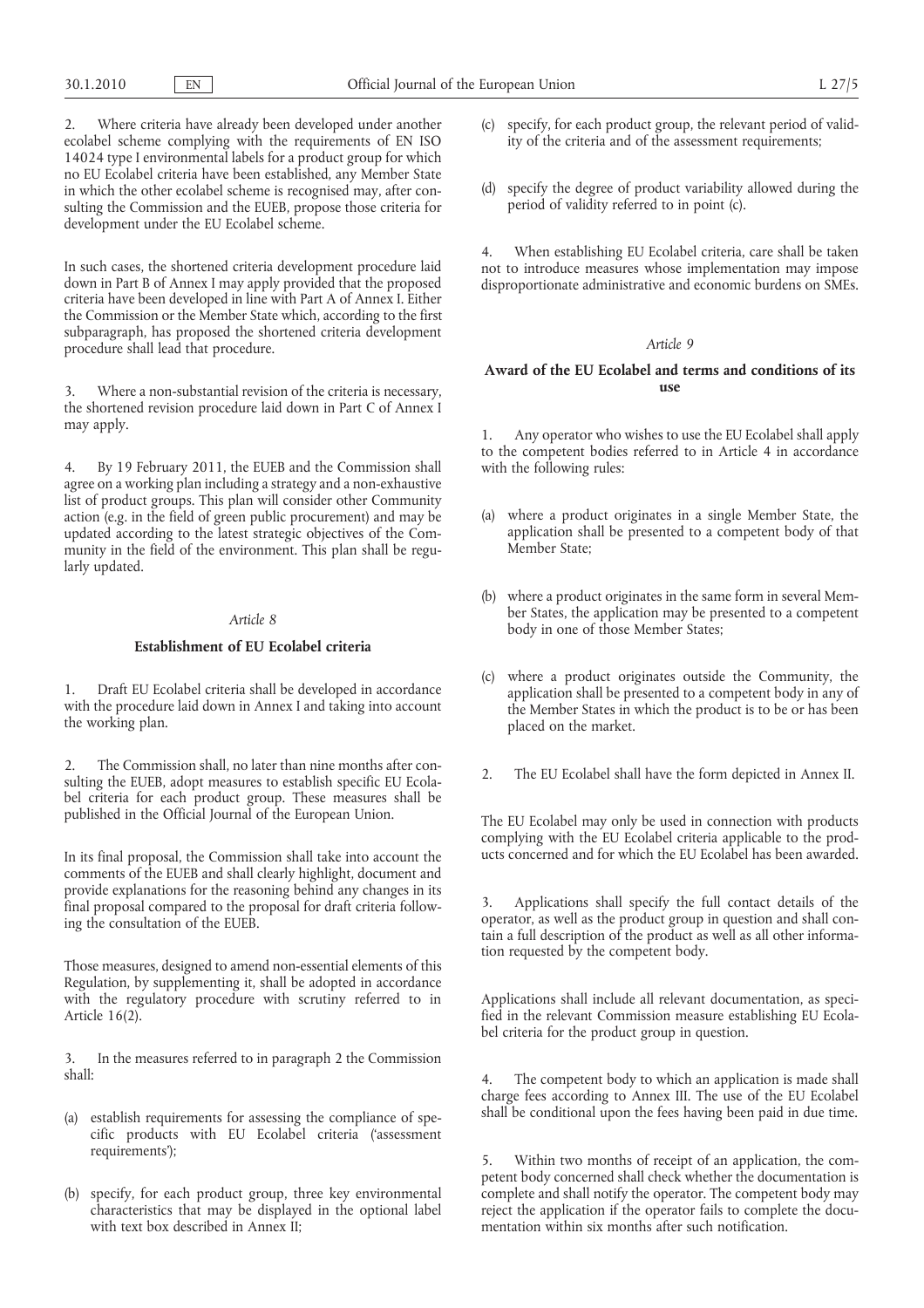2. Where criteria have already been developed under another ecolabel scheme complying with the requirements of EN ISO 14024 type I environmental labels for a product group for which no EU Ecolabel criteria have been established, any Member State in which the other ecolabel scheme is recognised may, after consulting the Commission and the EUEB, propose those criteria for development under the EU Ecolabel scheme.

In such cases, the shortened criteria development procedure laid down in Part B of Annex I may apply provided that the proposed criteria have been developed in line with Part A of Annex I. Either the Commission or the Member State which, according to the first subparagraph, has proposed the shortened criteria development procedure shall lead that procedure.

3. Where a non-substantial revision of the criteria is necessary, the shortened revision procedure laid down in Part C of Annex I may apply.

4. By 19 February 2011, the EUEB and the Commission shall agree on a working plan including a strategy and a non-exhaustive list of product groups. This plan will consider other Community action (e.g. in the field of green public procurement) and may be updated according to the latest strategic objectives of the Community in the field of the environment. This plan shall be regularly updated.

*Article 8*

**Establishment of EU Ecolabel criteria**

1. Draft EU Ecolabel criteria shall be developed in accordance with the procedure laid down in Annex I and taking into account the working plan.

2. The Commission shall, no later than nine months after consulting the EUEB, adopt measures to establish specific EU Ecolabel criteria for each product group. These measures shall be published in the Official Journal of the European Union.

In its final proposal, the Commission shall take into account the comments of the EUEB and shall clearly highlight, document and provide explanations for the reasoning behind any changes in its final proposal compared to the proposal for draft criteria following the consultation of the EUEB.

Those measures, designed to amend non-essential elements of this Regulation, by supplementing it, shall be adopted in accordance with the regulatory procedure with scrutiny referred to in Article 16(2).

3. In the measures referred to in paragraph 2 the Commission shall:

(a) establish requirements for assessing the compliance of specific products with EU Ecolabel criteria ('assessment requirements');

(b) specify, for each product group, three key environmental characteristics that may be displayed in the optional label with text box described in Annex II;

(c) specify, for each product group, the relevant period of validity of the criteria and of the assessment requirements;

(d) specify the degree of product variability allowed during the period of validity referred to in point (c).

4. When establishing EU Ecolabel criteria, care shall be taken not to introduce measures whose implementation may impose disproportionate administrative and economic burdens on SMEs.

*Article 9*

**Award of the EU Ecolabel and terms and conditions of its use**

1. Any operator who wishes to use the EU Ecolabel shall apply to the competent bodies referred to in Article 4 in accordance with the following rules:

(a) where a product originates in a single Member State, the application shall be presented to a competent body of that Member State;

(b) where a product originates in the same form in several Member States, the application may be presented to a competent body in one of those Member States;

(c) where a product originates outside the Community, the application shall be presented to a competent body in any of the Member States in which the product is to be or has been placed on the market.

2. The EU Ecolabel shall have the form depicted in Annex II.

The EU Ecolabel may only be used in connection with products complying with the EU Ecolabel criteria applicable to the products concerned and for which the EU Ecolabel has been awarded.

3. Applications shall specify the full contact details of the operator, as well as the product group in question and shall contain a full description of the product as well as all other information requested by the competent body.

Applications shall include all relevant documentation, as specified in the relevant Commission measure establishing EU Ecolabel criteria for the product group in question.

4. The competent body to which an application is made shall charge fees according to Annex III. The use of the EU Ecolabel shall be conditional upon the fees having been paid in due time.

5. Within two months of receipt of an application, the competent body concerned shall check whether the documentation is complete and shall notify the operator. The competent body may reject the application if the operator fails to complete the documentation within six months after such notification.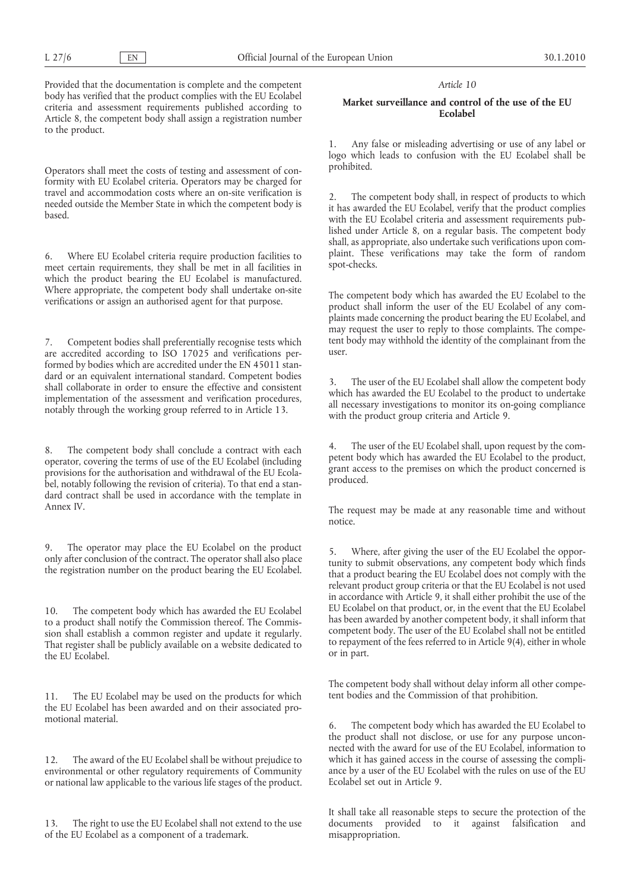Provided that the documentation is complete and the competent body has verified that the product complies with the EU Ecolabel criteria and assessment requirements published according to Article 8, the competent body shall assign a registration number to the product.

Operators shall meet the costs of testing and assessment of conformity with EU Ecolabel criteria. Operators may be charged for travel and accommodation costs where an on-site verification is needed outside the Member State in which the competent body is based.

6. Where EU Ecolabel criteria require production facilities to meet certain requirements, they shall be met in all facilities in which the product bearing the EU Ecolabel is manufactured. Where appropriate, the competent body shall undertake on-site verifications or assign an authorised agent for that purpose.

7. Competent bodies shall preferentially recognise tests which are accredited according to ISO 17025 and verifications performed by bodies which are accredited under the EN 45011 standard or an equivalent international standard. Competent bodies shall collaborate in order to ensure the effective and consistent implementation of the assessment and verification procedures, notably through the working group referred to in Article 13.

8. The competent body shall conclude a contract with each operator, covering the terms of use of the EU Ecolabel (including provisions for the authorisation and withdrawal of the EU Ecolabel, notably following the revision of criteria). To that end a standard contract shall be used in accordance with the template in Annex IV.

9. The operator may place the EU Ecolabel on the product only after conclusion of the contract. The operator shall also place the registration number on the product bearing the EU Ecolabel.

10. The competent body which has awarded the EU Ecolabel to a product shall notify the Commission thereof. The Commission shall establish a common register and update it regularly. That register shall be publicly available on a website dedicated to the EU Ecolabel.

11. The EU Ecolabel may be used on the products for which the EU Ecolabel has been awarded and on their associated promotional material.

12. The award of the EU Ecolabel shall be without prejudice to environmental or other regulatory requirements of Community or national law applicable to the various life stages of the product.

13. The right to use the EU Ecolabel shall not extend to the use of the EU Ecolabel as a component of a trademark.

*Article 10*

**Market surveillance and control of the use of the EU Ecolabel**

1. Any false or misleading advertising or use of any label or logo which leads to confusion with the EU Ecolabel shall be prohibited.

2. The competent body shall, in respect of products to which it has awarded the EU Ecolabel, verify that the product complies with the EU Ecolabel criteria and assessment requirements published under Article 8, on a regular basis. The competent body shall, as appropriate, also undertake such verifications upon complaint. These verifications may take the form of random spot-checks.

The competent body which has awarded the EU Ecolabel to the product shall inform the user of the EU Ecolabel of any complaints made concerning the product bearing the EU Ecolabel, and may request the user to reply to those complaints. The competent body may withhold the identity of the complainant from the user.

3. The user of the EU Ecolabel shall allow the competent body which has awarded the EU Ecolabel to the product to undertake all necessary investigations to monitor its on-going compliance with the product group criteria and Article 9.

4. The user of the EU Ecolabel shall, upon request by the competent body which has awarded the EU Ecolabel to the product, grant access to the premises on which the product concerned is produced.

The request may be made at any reasonable time and without notice.

5. Where, after giving the user of the EU Ecolabel the opportunity to submit observations, any competent body which finds that a product bearing the EU Ecolabel does not comply with the relevant product group criteria or that the EU Ecolabel is not used in accordance with Article 9, it shall either prohibit the use of the EU Ecolabel on that product, or, in the event that the EU Ecolabel has been awarded by another competent body, it shall inform that competent body. The user of the EU Ecolabel shall not be entitled to repayment of the fees referred to in Article 9(4), either in whole or in part.

The competent body shall without delay inform all other competent bodies and the Commission of that prohibition.

6. The competent body which has awarded the EU Ecolabel to the product shall not disclose, or use for any purpose unconnected with the award for use of the EU Ecolabel, information to which it has gained access in the course of assessing the compliance by a user of the EU Ecolabel with the rules on use of the EU Ecolabel set out in Article 9.

It shall take all reasonable steps to secure the protection of the documents provided to it against falsification and misappropriation.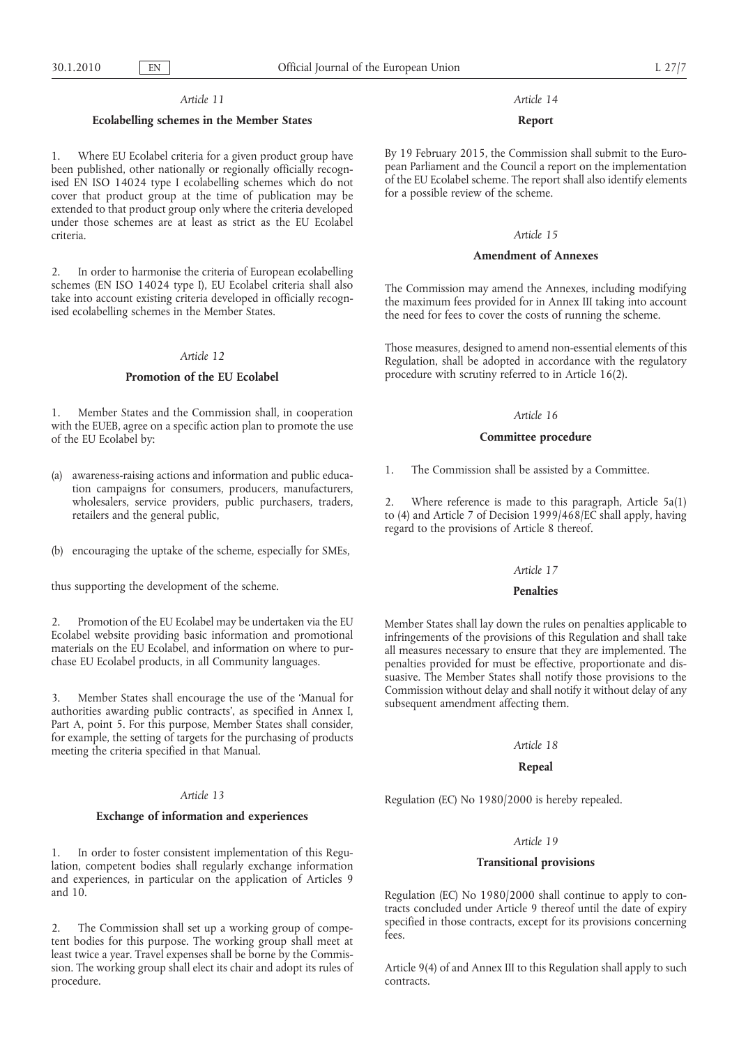*Article 11*

### Ecolabelling schemes in the Member States

1. Where EU Ecolabel criteria for a given product group have been published, other nationally or regionally officially recognised EN ISO 14024 type I ecolabelling schemes which do not cover that product group at the time of publication may be extended to that product group only where the criteria developed under those schemes are at least as strict as the EU Ecolabel criteria.

2. In order to harmonise the criteria of European ecolabelling schemes (EN ISO 14024 type I), EU Ecolabel criteria shall also take into account existing criteria developed in officially recognised ecolabelling schemes in the Member States.

*Article 12*

### Promotion of the EU Ecolabel

1. Member States and the Commission shall, in cooperation with the EUEB, agree on a specific action plan to promote the use of the EU Ecolabel by:

(a) awareness-raising actions and information and public education campaigns for consumers, producers, manufacturers, wholesalers, service providers, public purchasers, traders, retailers and the general public,

(b) encouraging the uptake of the scheme, especially for SMEs,

thus supporting the development of the scheme.

2. Promotion of the EU Ecolabel may be undertaken via the EU Ecolabel website providing basic information and promotional materials on the EU Ecolabel, and information on where to purchase EU Ecolabel products, in all Community languages.

3. Member States shall encourage the use of the 'Manual for authorities awarding public contracts', as specified in Annex I, Part A, point 5. For this purpose, Member States shall consider, for example, the setting of targets for the purchasing of products meeting the criteria specified in that Manual.

*Article 13*

### Exchange of information and experiences

1. In order to foster consistent implementation of this Regulation, competent bodies shall regularly exchange information and experiences, in particular on the application of Articles 9 and 10.

2. The Commission shall set up a working group of competent bodies for this purpose. The working group shall meet at least twice a year. Travel expenses shall be borne by the Commission. The working group shall elect its chair and adopt its rules of procedure.

*Article 14*

### Report

By 19 February 2015, the Commission shall submit to the European Parliament and the Council a report on the implementation of the EU Ecolabel scheme. The report shall also identify elements for a possible review of the scheme.

*Article 15*

### Amendment of Annexes

The Commission may amend the Annexes, including modifying the maximum fees provided for in Annex III taking into account the need for fees to cover the costs of running the scheme.

Those measures, designed to amend non-essential elements of this Regulation, shall be adopted in accordance with the regulatory procedure with scrutiny referred to in Article 16(2).

*Article 16*

### Committee procedure

1. The Commission shall be assisted by a Committee.

2. Where reference is made to this paragraph, Article 5a(1) to (4) and Article 7 of Decision 1999/468/EC shall apply, having regard to the provisions of Article 8 thereof.

*Article 17*

### Penalties

Member States shall lay down the rules on penalties applicable to infringements of the provisions of this Regulation and shall take all measures necessary to ensure that they are implemented. The penalties provided for must be effective, proportionate and dissuasive. The Member States shall notify those provisions to the Commission without delay and shall notify it without delay of any subsequent amendment affecting them.

*Article 18*

### Repeal

Regulation (EC) No 1980/2000 is hereby repealed.

*Article 19*

### Transitional provisions

Regulation (EC) No 1980/2000 shall continue to apply to contracts concluded under Article 9 thereof until the date of expiry specified in those contracts, except for its provisions concerning fees.

Article 9(4) of and Annex III to this Regulation shall apply to such contracts.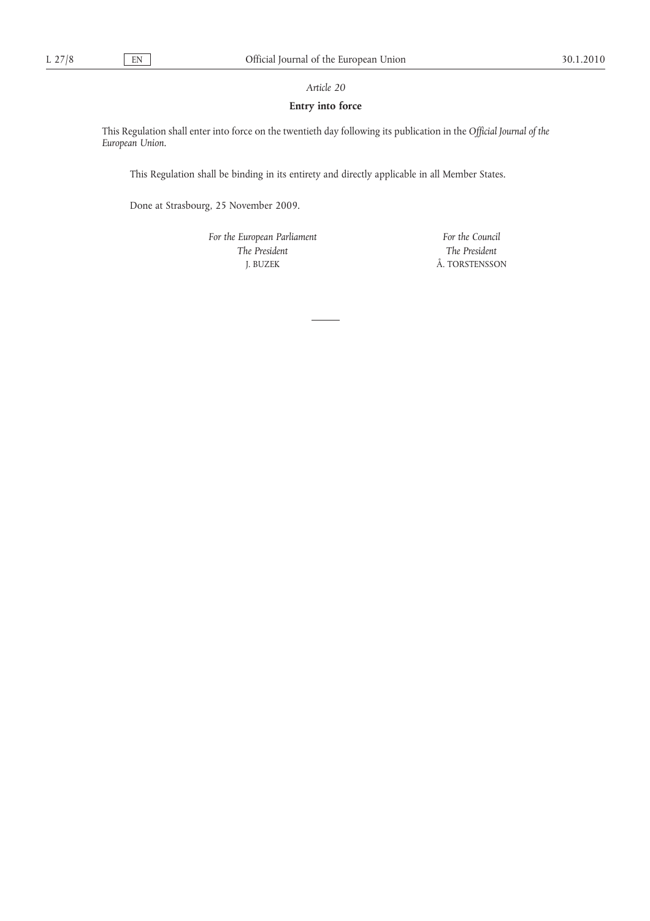*Article 20*

**Entry into force**

This Regulation shall enter into force on the twentieth day following its publication in the *Official Journal of the European Union*.

This Regulation shall be binding in its entirety and directly applicable in all Member States.

Done at Strasbourg, 25 November 2009.

*For the European Parliament*
*The President*
J. BUZEK

*For the Council*
*The President*
Å. TORSTENSSON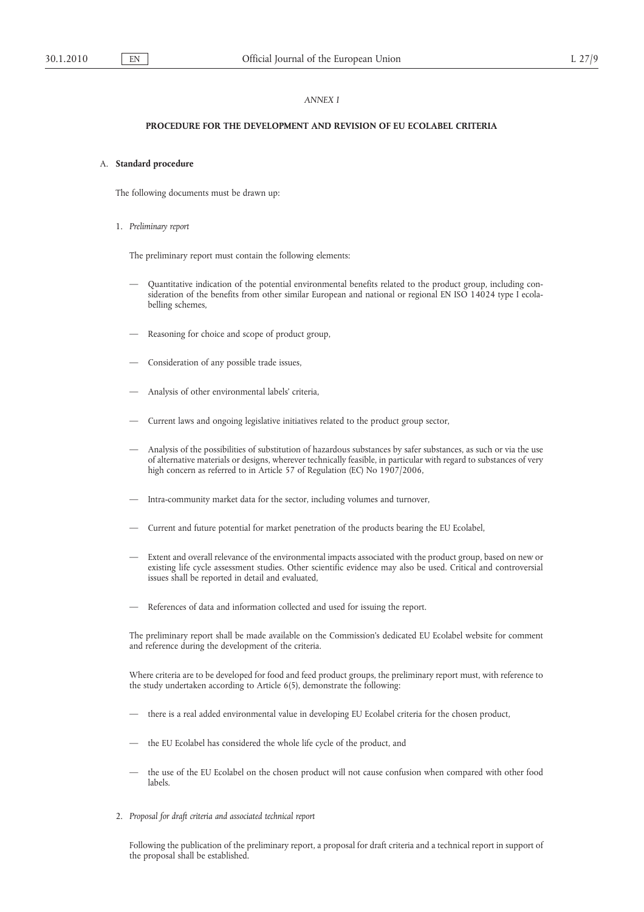*ANNEX I*

## PROCEDURE FOR THE DEVELOPMENT AND REVISION OF EU ECOLABEL CRITERIA

### A. **Standard procedure**

The following documents must be drawn up:

1. *Preliminary report*

The preliminary report must contain the following elements:

- Quantitative indication of the potential environmental benefits related to the product group, including consideration of the benefits from other similar European and national or regional EN ISO 14024 type I ecolabelling schemes,
- Reasoning for choice and scope of product group,
- Consideration of any possible trade issues,
- Analysis of other environmental labels' criteria,
- Current laws and ongoing legislative initiatives related to the product group sector,
- Analysis of the possibilities of substitution of hazardous substances by safer substances, as such or via the use of alternative materials or designs, wherever technically feasible, in particular with regard to substances of very high concern as referred to in Article 57 of Regulation (EC) No 1907/2006,
- Intra-community market data for the sector, including volumes and turnover,
- Current and future potential for market penetration of the products bearing the EU Ecolabel,
- Extent and overall relevance of the environmental impacts associated with the product group, based on new or existing life cycle assessment studies. Other scientific evidence may also be used. Critical and controversial issues shall be reported in detail and evaluated,
- References of data and information collected and used for issuing the report.

The preliminary report shall be made available on the Commission's dedicated EU Ecolabel website for comment and reference during the development of the criteria.

Where criteria are to be developed for food and feed product groups, the preliminary report must, with reference to the study undertaken according to Article 6(5), demonstrate the following:

- there is a real added environmental value in developing EU Ecolabel criteria for the chosen product,
- the EU Ecolabel has considered the whole life cycle of the product, and
- the use of the EU Ecolabel on the chosen product will not cause confusion when compared with other food labels.

2. *Proposal for draft criteria and associated technical report*

Following the publication of the preliminary report, a proposal for draft criteria and a technical report in support of the proposal shall be established.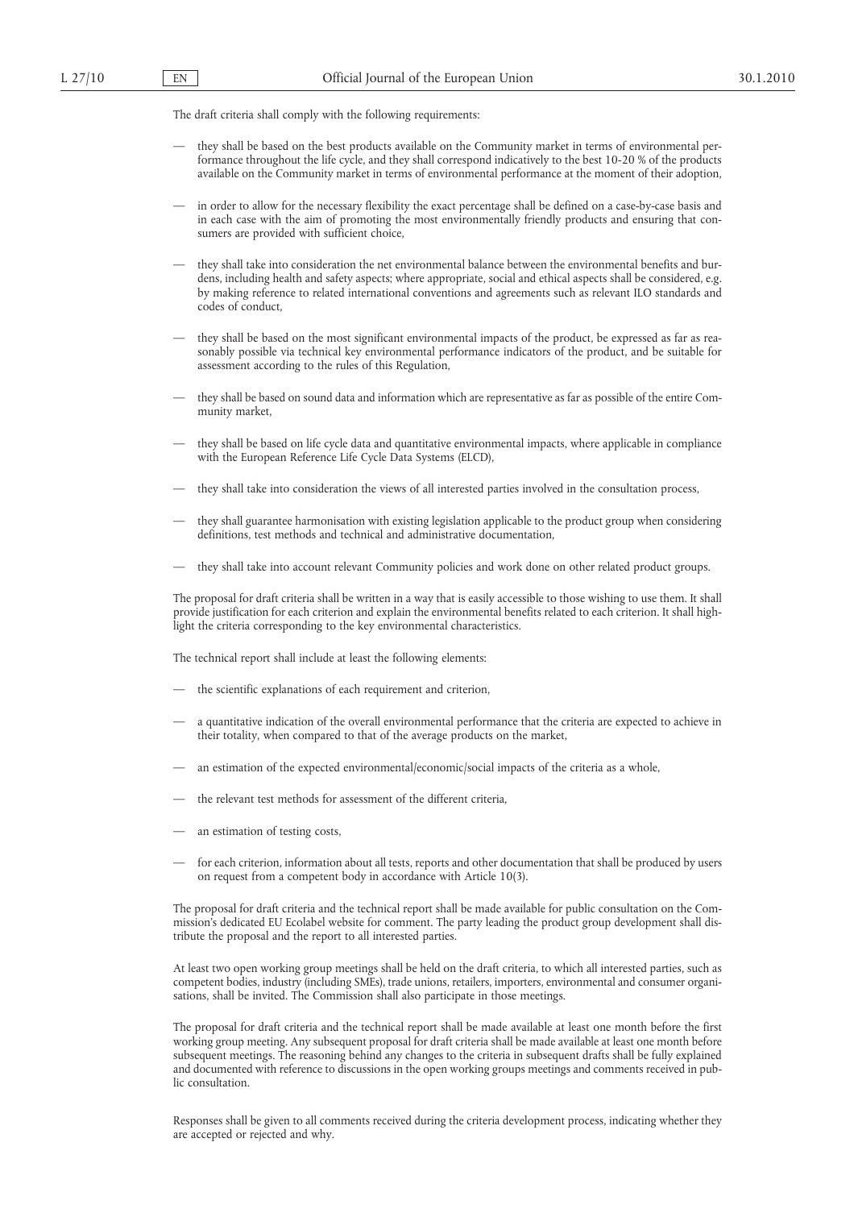The draft criteria shall comply with the following requirements:

- they shall be based on the best products available on the Community market in terms of environmental performance throughout the life cycle, and they shall correspond indicatively to the best 10-20 % of the products available on the Community market in terms of environmental performance at the moment of their adoption,
- in order to allow for the necessary flexibility the exact percentage shall be defined on a case-by-case basis and in each case with the aim of promoting the most environmentally friendly products and ensuring that consumers are provided with sufficient choice,
- they shall take into consideration the net environmental balance between the environmental benefits and burdens, including health and safety aspects; where appropriate, social and ethical aspects shall be considered, e.g. by making reference to related international conventions and agreements such as relevant ILO standards and codes of conduct,
- they shall be based on the most significant environmental impacts of the product, be expressed as far as reasonably possible via technical key environmental performance indicators of the product, and be suitable for assessment according to the rules of this Regulation,
- they shall be based on sound data and information which are representative as far as possible of the entire Community market,
- they shall be based on life cycle data and quantitative environmental impacts, where applicable in compliance with the European Reference Life Cycle Data Systems (ELCD),
- they shall take into consideration the views of all interested parties involved in the consultation process,
- they shall guarantee harmonisation with existing legislation applicable to the product group when considering definitions, test methods and technical and administrative documentation,
- they shall take into account relevant Community policies and work done on other related product groups.

The proposal for draft criteria shall be written in a way that is easily accessible to those wishing to use them. It shall provide justification for each criterion and explain the environmental benefits related to each criterion. It shall highlight the criteria corresponding to the key environmental characteristics.

The technical report shall include at least the following elements:

- the scientific explanations of each requirement and criterion,
- a quantitative indication of the overall environmental performance that the criteria are expected to achieve in their totality, when compared to that of the average products on the market,
- an estimation of the expected environmental/economic/social impacts of the criteria as a whole,
- the relevant test methods for assessment of the different criteria,
- an estimation of testing costs,
- for each criterion, information about all tests, reports and other documentation that shall be produced by users on request from a competent body in accordance with Article 10(3).

The proposal for draft criteria and the technical report shall be made available for public consultation on the Commission's dedicated EU Ecolabel website for comment. The party leading the product group development shall distribute the proposal and the report to all interested parties.

At least two open working group meetings shall be held on the draft criteria, to which all interested parties, such as competent bodies, industry (including SMEs), trade unions, retailers, importers, environmental and consumer organisations, shall be invited. The Commission shall also participate in those meetings.

The proposal for draft criteria and the technical report shall be made available at least one month before the first working group meeting. Any subsequent proposal for draft criteria shall be made available at least one month before subsequent meetings. The reasoning behind any changes to the criteria in subsequent drafts shall be fully explained and documented with reference to discussions in the open working groups meetings and comments received in public consultation.

Responses shall be given to all comments received during the criteria development process, indicating whether they are accepted or rejected and why.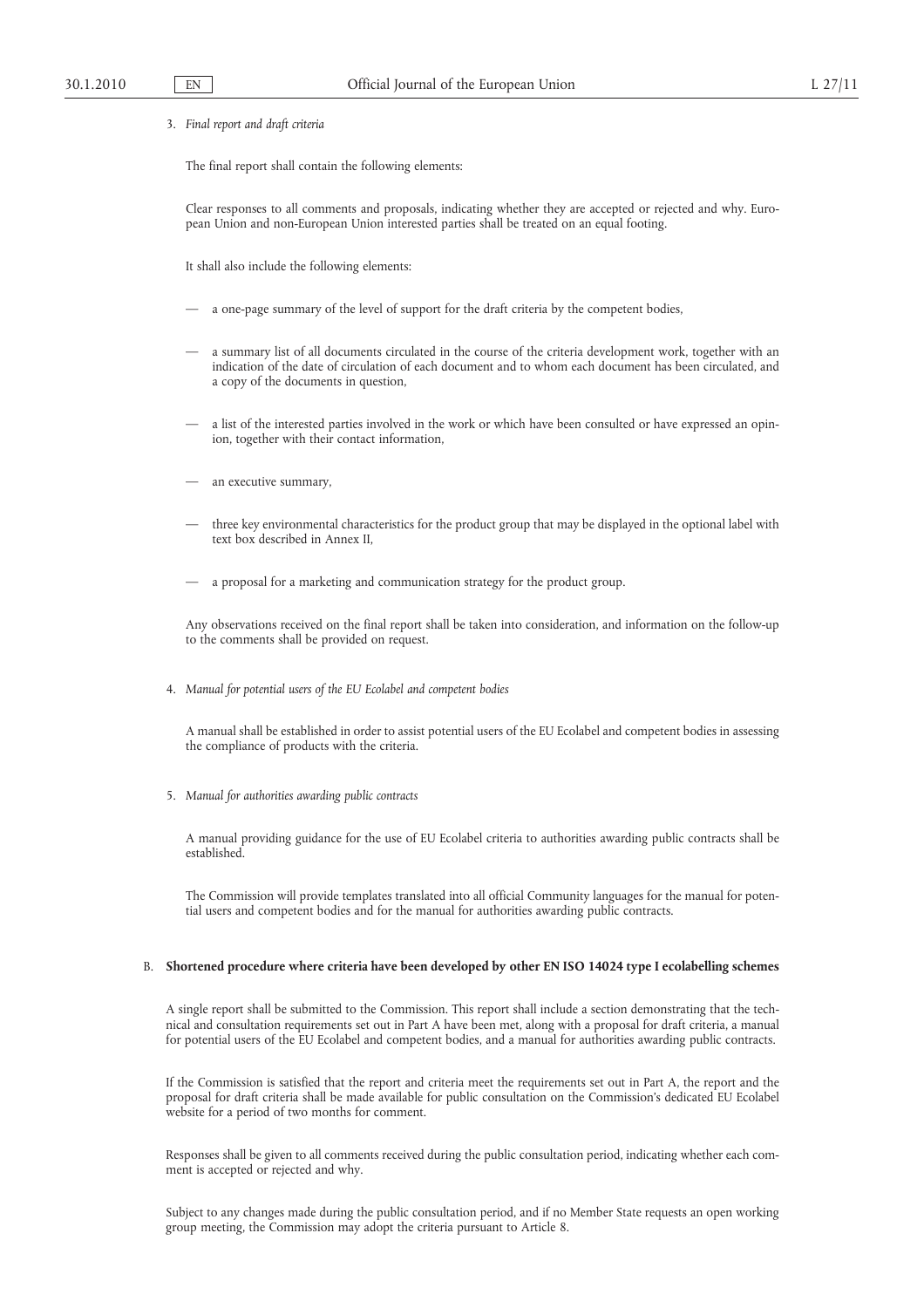3. *Final report and draft criteria*

The final report shall contain the following elements:

Clear responses to all comments and proposals, indicating whether they are accepted or rejected and why. European Union and non-European Union interested parties shall be treated on an equal footing.

It shall also include the following elements:

— a one-page summary of the level of support for the draft criteria by the competent bodies,

— a summary list of all documents circulated in the course of the criteria development work, together with an indication of the date of circulation of each document and to whom each document has been circulated, and a copy of the documents in question,

— a list of the interested parties involved in the work or which have been consulted or have expressed an opinion, together with their contact information,

— an executive summary,

— three key environmental characteristics for the product group that may be displayed in the optional label with text box described in Annex II,

— a proposal for a marketing and communication strategy for the product group.

Any observations received on the final report shall be taken into consideration, and information on the follow-up to the comments shall be provided on request.

4. *Manual for potential users of the EU Ecolabel and competent bodies*

A manual shall be established in order to assist potential users of the EU Ecolabel and competent bodies in assessing the compliance of products with the criteria.

5. *Manual for authorities awarding public contracts*

A manual providing guidance for the use of EU Ecolabel criteria to authorities awarding public contracts shall be established.

The Commission will provide templates translated into all official Community languages for the manual for potential users and competent bodies and for the manual for authorities awarding public contracts.

B. **Shortened procedure where criteria have been developed by other EN ISO 14024 type I ecolabelling schemes**

A single report shall be submitted to the Commission. This report shall include a section demonstrating that the technical and consultation requirements set out in Part A have been met, along with a proposal for draft criteria, a manual for potential users of the EU Ecolabel and competent bodies, and a manual for authorities awarding public contracts.

If the Commission is satisfied that the report and criteria meet the requirements set out in Part A, the report and the proposal for draft criteria shall be made available for public consultation on the Commission's dedicated EU Ecolabel website for a period of two months for comment.

Responses shall be given to all comments received during the public consultation period, indicating whether each comment is accepted or rejected and why.

Subject to any changes made during the public consultation period, and if no Member State requests an open working group meeting, the Commission may adopt the criteria pursuant to Article 8.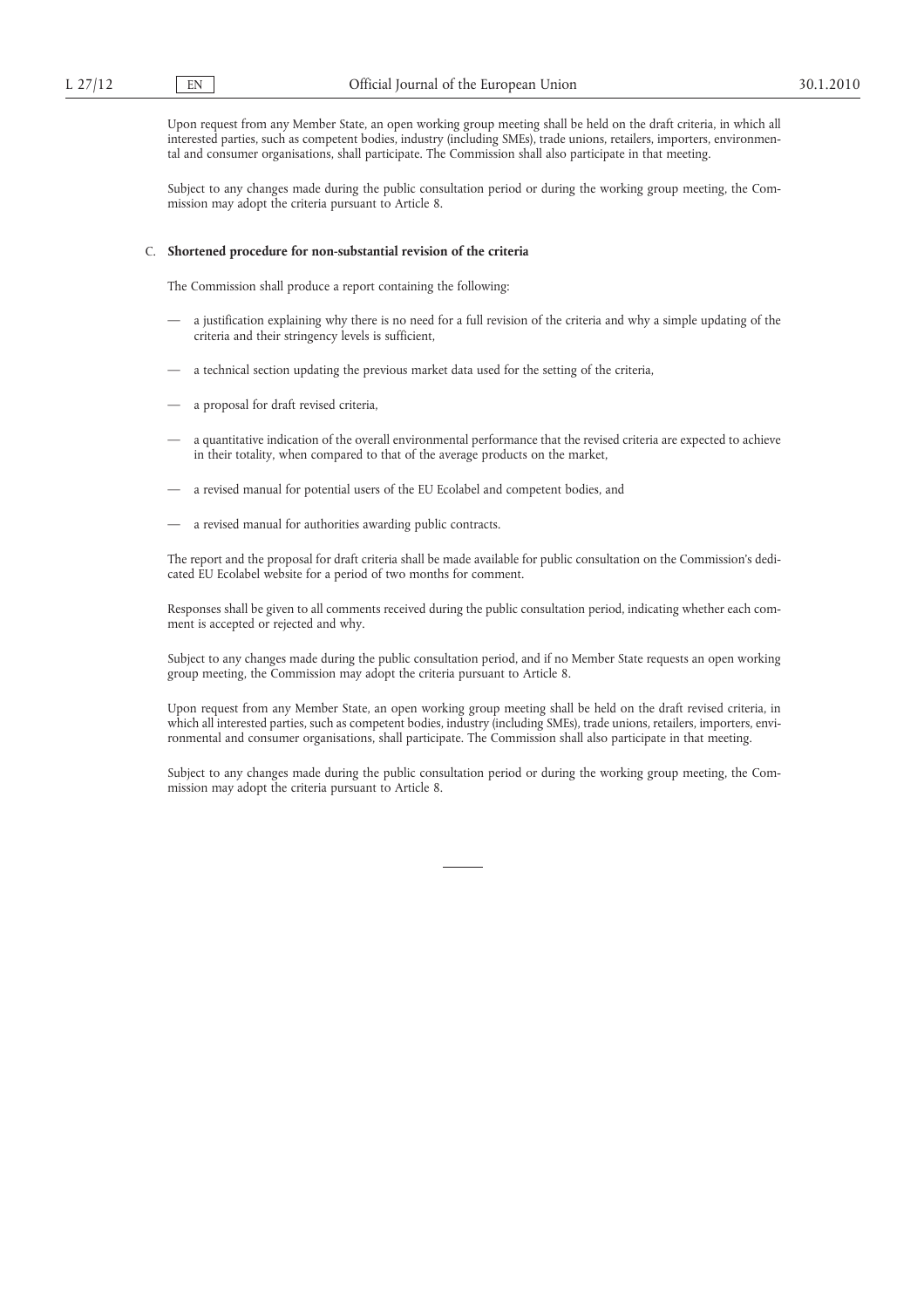Upon request from any Member State, an open working group meeting shall be held on the draft criteria, in which all interested parties, such as competent bodies, industry (including SMEs), trade unions, retailers, importers, environmental and consumer organisations, shall participate. The Commission shall also participate in that meeting.

Subject to any changes made during the public consultation period or during the working group meeting, the Commission may adopt the criteria pursuant to Article 8.

C. **Shortened procedure for non-substantial revision of the criteria**

The Commission shall produce a report containing the following:

— a justification explaining why there is no need for a full revision of the criteria and why a simple updating of the criteria and their stringency levels is sufficient,

— a technical section updating the previous market data used for the setting of the criteria,

— a proposal for draft revised criteria,

— a quantitative indication of the overall environmental performance that the revised criteria are expected to achieve in their totality, when compared to that of the average products on the market,

— a revised manual for potential users of the EU Ecolabel and competent bodies, and

— a revised manual for authorities awarding public contracts.

The report and the proposal for draft criteria shall be made available for public consultation on the Commission's dedicated EU Ecolabel website for a period of two months for comment.

Responses shall be given to all comments received during the public consultation period, indicating whether each comment is accepted or rejected and why.

Subject to any changes made during the public consultation period, and if no Member State requests an open working group meeting, the Commission may adopt the criteria pursuant to Article 8.

Upon request from any Member State, an open working group meeting shall be held on the draft revised criteria, in which all interested parties, such as competent bodies, industry (including SMEs), trade unions, retailers, importers, environmental and consumer organisations, shall participate. The Commission shall also participate in that meeting.

Subject to any changes made during the public consultation period or during the working group meeting, the Commission may adopt the criteria pursuant to Article 8.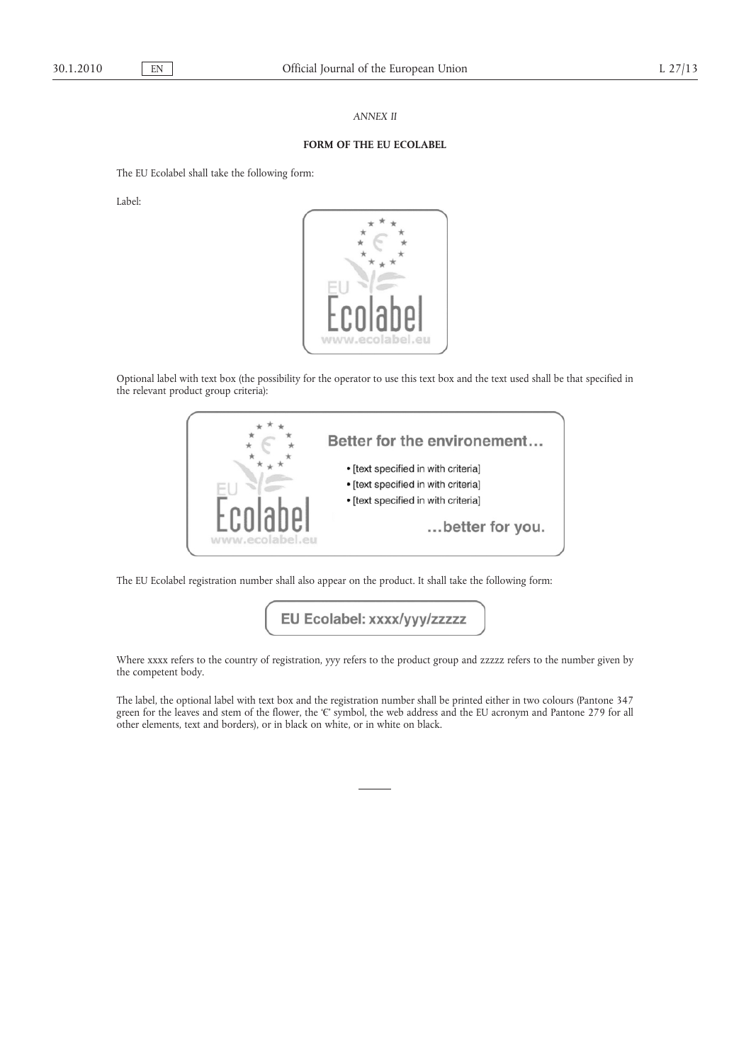*ANNEX II*

**FORM OF THE EU ECOLABEL**

The EU Ecolabel shall take the following form:

Label:

Optional label with text box (the possibility for the operator to use this text box and the text used shall be that specified in the relevant product group criteria):

Better for the environement…

- [text specified in with criteria]
- [text specified in with criteria]
- [text specified in with criteria]

…better for you.

The EU Ecolabel registration number shall also appear on the product. It shall take the following form:

EU Ecolabel: xxxx/yyy/zzzzz

Where xxxx refers to the country of registration, yyy refers to the product group and zzzzz refers to the number given by the competent body.

The label, the optional label with text box and the registration number shall be printed either in two colours (Pantone 347 green for the leaves and stem of the flower, the '€' symbol, the web address and the EU acronym and Pantone 279 for all other elements, text and borders), or in black on white, or in white on black.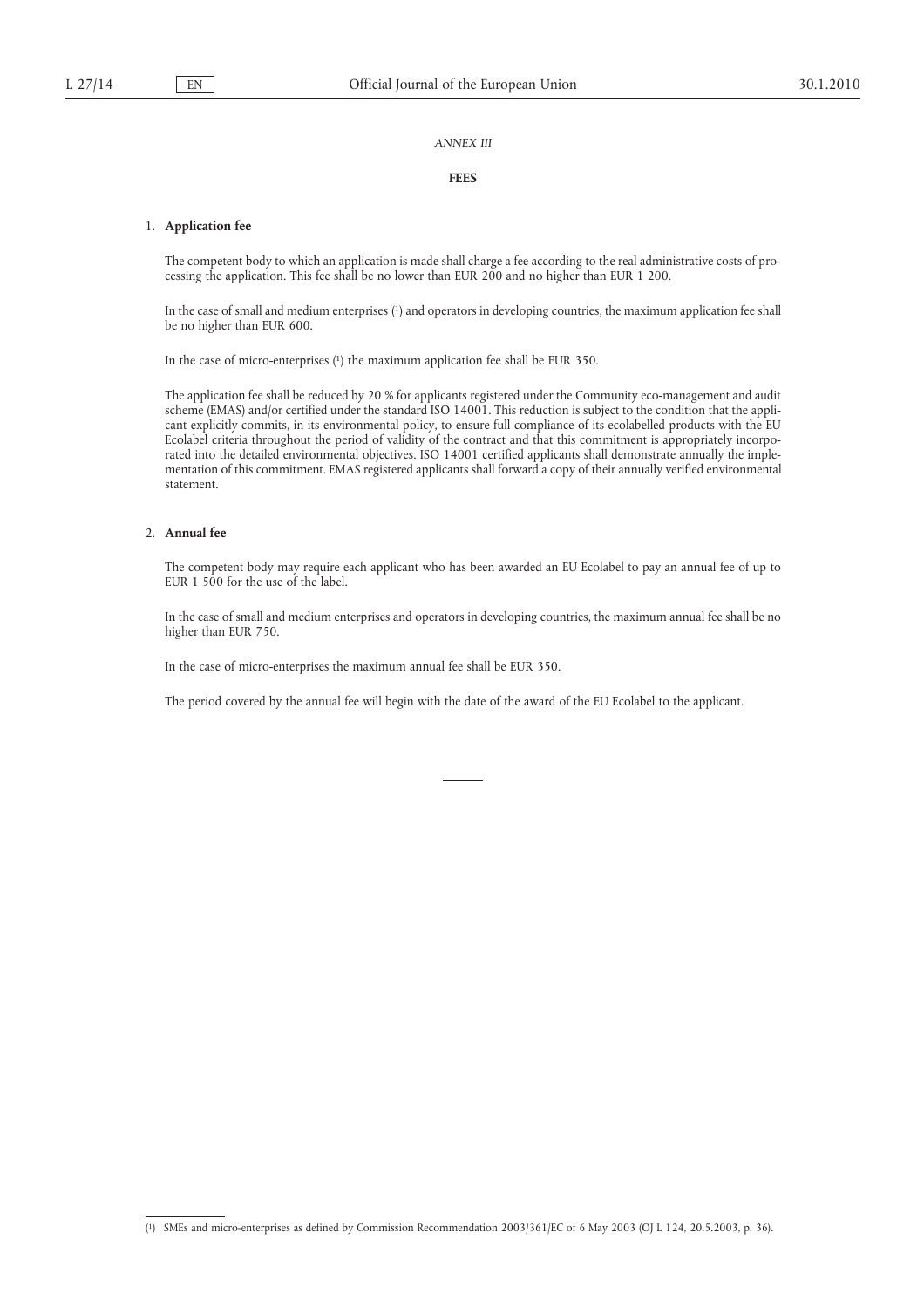*ANNEX III*

**FEES**

1. **Application fee**

The competent body to which an application is made shall charge a fee according to the real administrative costs of processing the application. This fee shall be no lower than EUR 200 and no higher than EUR 1 200.

In the case of small and medium enterprises [1] and operators in developing countries, the maximum application fee shall be no higher than EUR 600.

In the case of micro-enterprises [1] the maximum application fee shall be EUR 350.

The application fee shall be reduced by 20 % for applicants registered under the Community eco-management and audit scheme (EMAS) and/or certified under the standard ISO 14001. This reduction is subject to the condition that the applicant explicitly commits, in its environmental policy, to ensure full compliance of its ecolabelled products with the EU Ecolabel criteria throughout the period of validity of the contract and that this commitment is appropriately incorporated into the detailed environmental objectives. ISO 14001 certified applicants shall demonstrate annually the implementation of this commitment. EMAS registered applicants shall forward a copy of their annually verified environmental statement.

2. **Annual fee**

The competent body may require each applicant who has been awarded an EU Ecolabel to pay an annual fee of up to EUR 1 500 for the use of the label.

In the case of small and medium enterprises and operators in developing countries, the maximum annual fee shall be no higher than EUR 750.

In the case of micro-enterprises the maximum annual fee shall be EUR 350.

The period covered by the annual fee will begin with the date of the award of the EU Ecolabel to the applicant.

---

[1] SMEs and micro-enterprises as defined by Commission Recommendation 2003/361/EC of 6 May 2003 (OJ L 124, 20.5.2003, p. 36).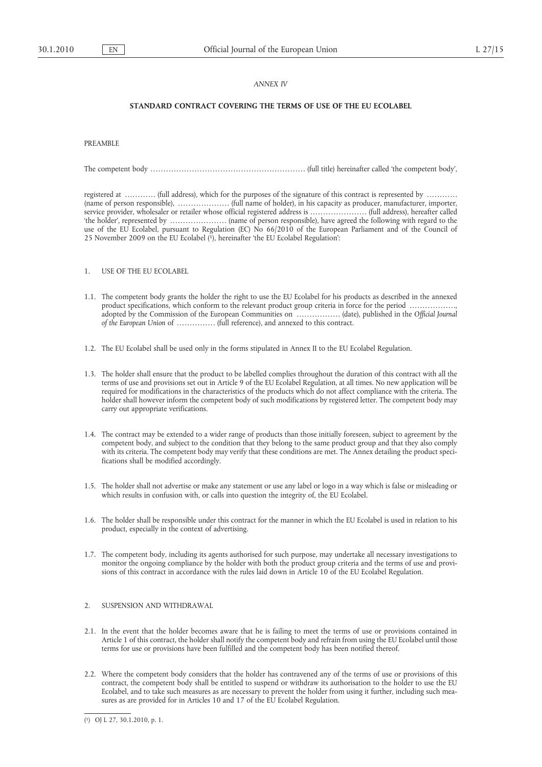*ANNEX IV*

## STANDARD CONTRACT COVERING THE TERMS OF USE OF THE EU ECOLABEL

PREAMBLE

The competent body ………………………………………………… (full title) hereinafter called 'the competent body',

registered at ………… (full address), which for the purposes of the signature of this contract is represented by ………… (name of person responsible), ………………… (full name of holder), in his capacity as producer, manufacturer, importer, service provider, wholesaler or retailer whose official registered address is …………………… (full address), hereafter called 'the holder', represented by …………………… (name of person responsible), have agreed the following with regard to the use of the EU Ecolabel, pursuant to Regulation (EC) No 66/2010 of the European Parliament and of the Council of 25 November 2009 on the EU Ecolabel [1], hereinafter 'the EU Ecolabel Regulation':

1. USE OF THE EU ECOLABEL

1.1. The competent body grants the holder the right to use the EU Ecolabel for his products as described in the annexed product specifications, which conform to the relevant product group criteria in force for the period ………………, adopted by the Commission of the European Communities on ……………… (date), published in the *Official Journal of the European Union* of …………… (full reference), and annexed to this contract.

1.2. The EU Ecolabel shall be used only in the forms stipulated in Annex II to the EU Ecolabel Regulation.

1.3. The holder shall ensure that the product to be labelled complies throughout the duration of this contract with all the terms of use and provisions set out in Article 9 of the EU Ecolabel Regulation, at all times. No new application will be required for modifications in the characteristics of the products which do not affect compliance with the criteria. The holder shall however inform the competent body of such modifications by registered letter. The competent body may carry out appropriate verifications.

1.4. The contract may be extended to a wider range of products than those initially foreseen, subject to agreement by the competent body, and subject to the condition that they belong to the same product group and that they also comply with its criteria. The competent body may verify that these conditions are met. The Annex detailing the product specifications shall be modified accordingly.

1.5. The holder shall not advertise or make any statement or use any label or logo in a way which is false or misleading or which results in confusion with, or calls into question the integrity of, the EU Ecolabel.

1.6. The holder shall be responsible under this contract for the manner in which the EU Ecolabel is used in relation to his product, especially in the context of advertising.

1.7. The competent body, including its agents authorised for such purpose, may undertake all necessary investigations to monitor the ongoing compliance by the holder with both the product group criteria and the terms of use and provisions of this contract in accordance with the rules laid down in Article 10 of the EU Ecolabel Regulation.

2. SUSPENSION AND WITHDRAWAL

2.1. In the event that the holder becomes aware that he is failing to meet the terms of use or provisions contained in Article 1 of this contract, the holder shall notify the competent body and refrain from using the EU Ecolabel until those terms for use or provisions have been fulfilled and the competent body has been notified thereof.

2.2. Where the competent body considers that the holder has contravened any of the terms of use or provisions of this contract, the competent body shall be entitled to suspend or withdraw its authorisation to the holder to use the EU Ecolabel, and to take such measures as are necessary to prevent the holder from using it further, including such measures as are provided for in Articles 10 and 17 of the EU Ecolabel Regulation.

[1] OJ L 27, 30.1.2010, p. 1.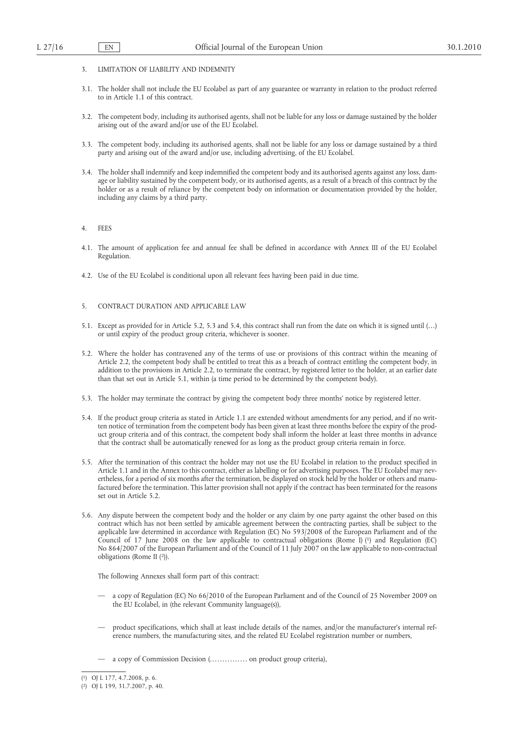3. LIMITATION OF LIABILITY AND INDEMNITY

3.1. The holder shall not include the EU Ecolabel as part of any guarantee or warranty in relation to the product referred to in Article 1.1 of this contract.

3.2. The competent body, including its authorised agents, shall not be liable for any loss or damage sustained by the holder arising out of the award and/or use of the EU Ecolabel.

3.3. The competent body, including its authorised agents, shall not be liable for any loss or damage sustained by a third party and arising out of the award and/or use, including advertising, of the EU Ecolabel.

3.4. The holder shall indemnify and keep indemnified the competent body and its authorised agents against any loss, damage or liability sustained by the competent body, or its authorised agents, as a result of a breach of this contract by the holder or as a result of reliance by the competent body on information or documentation provided by the holder, including any claims by a third party.

4. FEES

4.1. The amount of application fee and annual fee shall be defined in accordance with Annex III of the EU Ecolabel Regulation.

4.2. Use of the EU Ecolabel is conditional upon all relevant fees having been paid in due time.

5. CONTRACT DURATION AND APPLICABLE LAW

5.1. Except as provided for in Article 5.2, 5.3 and 5.4, this contract shall run from the date on which it is signed until (…) or until expiry of the product group criteria, whichever is sooner.

5.2. Where the holder has contravened any of the terms of use or provisions of this contract within the meaning of Article 2.2, the competent body shall be entitled to treat this as a breach of contract entitling the competent body, in addition to the provisions in Article 2.2, to terminate the contract, by registered letter to the holder, at an earlier date than that set out in Article 5.1, within (a time period to be determined by the competent body).

5.3. The holder may terminate the contract by giving the competent body three months' notice by registered letter.

5.4. If the product group criteria as stated in Article 1.1 are extended without amendments for any period, and if no written notice of termination from the competent body has been given at least three months before the expiry of the product group criteria and of this contract, the competent body shall inform the holder at least three months in advance that the contract shall be automatically renewed for as long as the product group criteria remain in force.

5.5. After the termination of this contract the holder may not use the EU Ecolabel in relation to the product specified in Article 1.1 and in the Annex to this contract, either as labelling or for advertising purposes. The EU Ecolabel may nevertheless, for a period of six months after the termination, be displayed on stock held by the holder or others and manufactured before the termination. This latter provision shall not apply if the contract has been terminated for the reasons set out in Article 5.2.

5.6. Any dispute between the competent body and the holder or any claim by one party against the other based on this contract which has not been settled by amicable agreement between the contracting parties, shall be subject to the applicable law determined in accordance with Regulation (EC) No 593/2008 of the European Parliament and of the Council of 17 June 2008 on the law applicable to contractual obligations (Rome I) [1] and Regulation (EC) No 864/2007 of the European Parliament and of the Council of 11 July 2007 on the law applicable to non-contractual obligations (Rome II [2]).

The following Annexes shall form part of this contract:

— a copy of Regulation (EC) No 66/2010 of the European Parliament and of the Council of 25 November 2009 on the EU Ecolabel, in (the relevant Community language(s)),

— product specifications, which shall at least include details of the names, and/or the manufacturer's internal reference numbers, the manufacturing sites, and the related EU Ecolabel registration number or numbers,

— a copy of Commission Decision (…………… on product group criteria),

---

[1] OJ L 177, 4.7.2008, p. 6.

[2] OJ L 199, 31.7.2007, p. 40.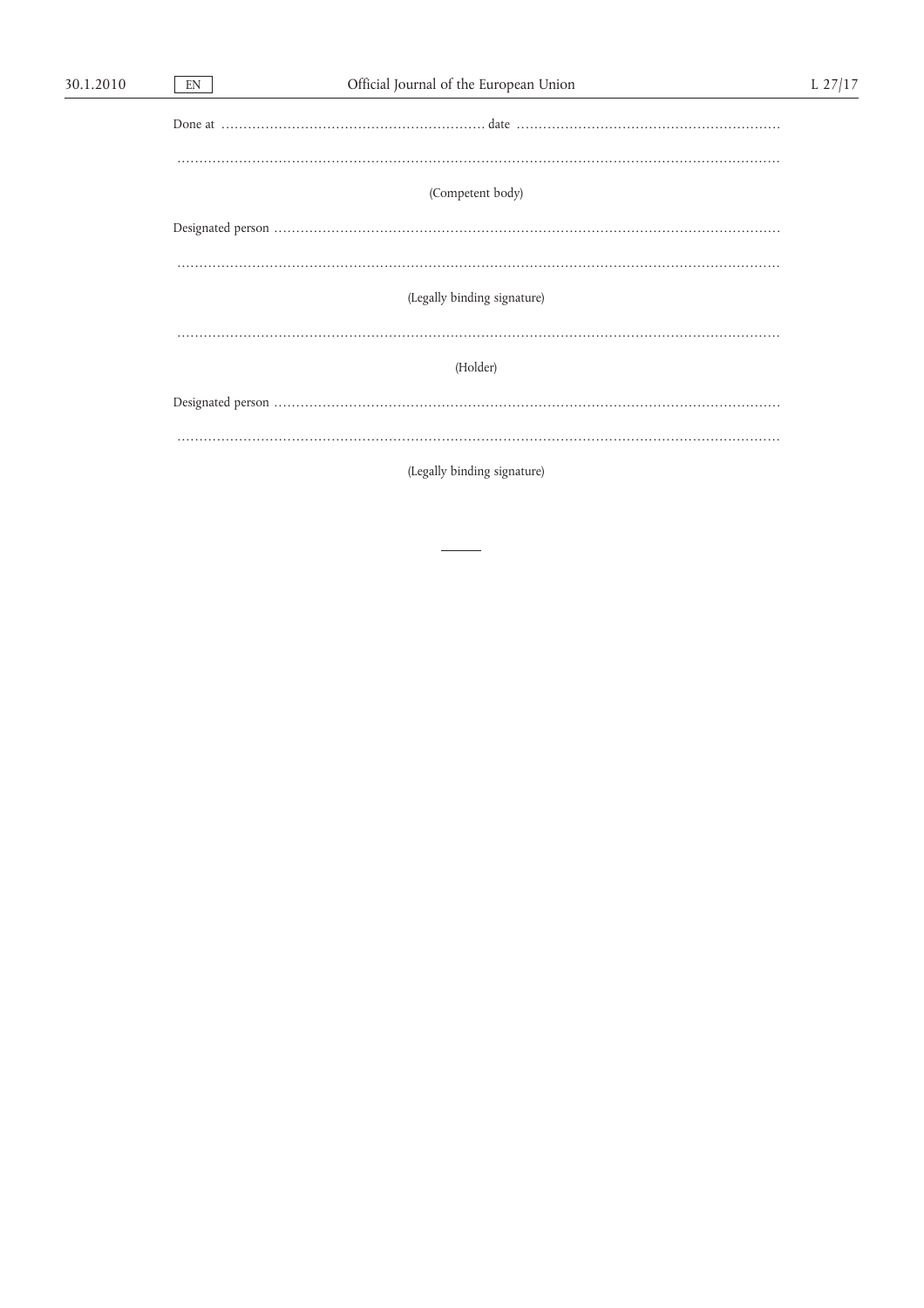Done at ………………………………………………… date …………………………………………………

……………………………………………………………………………………………………………

(Competent body)

Designated person ……………………………………………………………………………………

……………………………………………………………………………………………………………

(Legally binding signature)

……………………………………………………………………………………………………………

(Holder)

Designated person ……………………………………………………………………………………

……………………………………………………………………………………………………………

(Legally binding signature)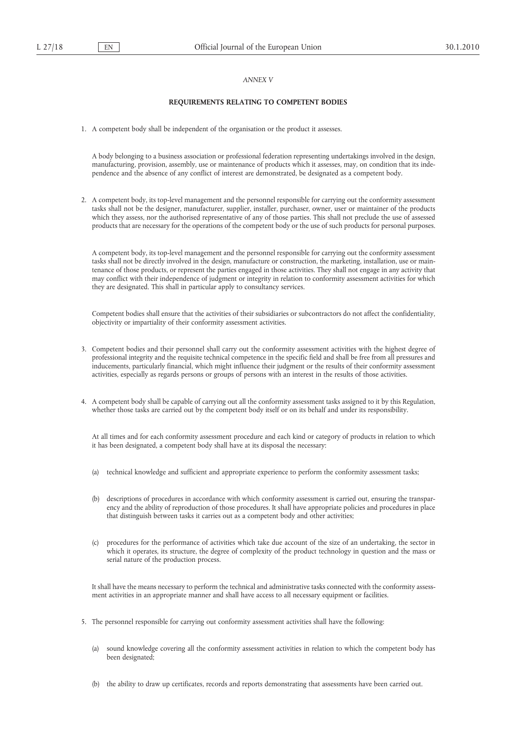*ANNEX V*

**REQUIREMENTS RELATING TO COMPETENT BODIES**

1. A competent body shall be independent of the organisation or the product it assesses.

   A body belonging to a business association or professional federation representing undertakings involved in the design, manufacturing, provision, assembly, use or maintenance of products which it assesses, may, on condition that its independence and the absence of any conflict of interest are demonstrated, be designated as a competent body.

2. A competent body, its top-level management and the personnel responsible for carrying out the conformity assessment tasks shall not be the designer, manufacturer, supplier, installer, purchaser, owner, user or maintainer of the products which they assess, nor the authorised representative of any of those parties. This shall not preclude the use of assessed products that are necessary for the operations of the competent body or the use of such products for personal purposes.

   A competent body, its top-level management and the personnel responsible for carrying out the conformity assessment tasks shall not be directly involved in the design, manufacture or construction, the marketing, installation, use or maintenance of those products, or represent the parties engaged in those activities. They shall not engage in any activity that may conflict with their independence of judgment or integrity in relation to conformity assessment activities for which they are designated. This shall in particular apply to consultancy services.

   Competent bodies shall ensure that the activities of their subsidiaries or subcontractors do not affect the confidentiality, objectivity or impartiality of their conformity assessment activities.

3. Competent bodies and their personnel shall carry out the conformity assessment activities with the highest degree of professional integrity and the requisite technical competence in the specific field and shall be free from all pressures and inducements, particularly financial, which might influence their judgment or the results of their conformity assessment activities, especially as regards persons or groups of persons with an interest in the results of those activities.

4. A competent body shall be capable of carrying out all the conformity assessment tasks assigned to it by this Regulation, whether those tasks are carried out by the competent body itself or on its behalf and under its responsibility.

   At all times and for each conformity assessment procedure and each kind or category of products in relation to which it has been designated, a competent body shall have at its disposal the necessary:

   (a) technical knowledge and sufficient and appropriate experience to perform the conformity assessment tasks;

   (b) descriptions of procedures in accordance with which conformity assessment is carried out, ensuring the transparency and the ability of reproduction of those procedures. It shall have appropriate policies and procedures in place that distinguish between tasks it carries out as a competent body and other activities;

   (c) procedures for the performance of activities which take due account of the size of an undertaking, the sector in which it operates, its structure, the degree of complexity of the product technology in question and the mass or serial nature of the production process.

   It shall have the means necessary to perform the technical and administrative tasks connected with the conformity assessment activities in an appropriate manner and shall have access to all necessary equipment or facilities.

5. The personnel responsible for carrying out conformity assessment activities shall have the following:

   (a) sound knowledge covering all the conformity assessment activities in relation to which the competent body has been designated;

   (b) the ability to draw up certificates, records and reports demonstrating that assessments have been carried out.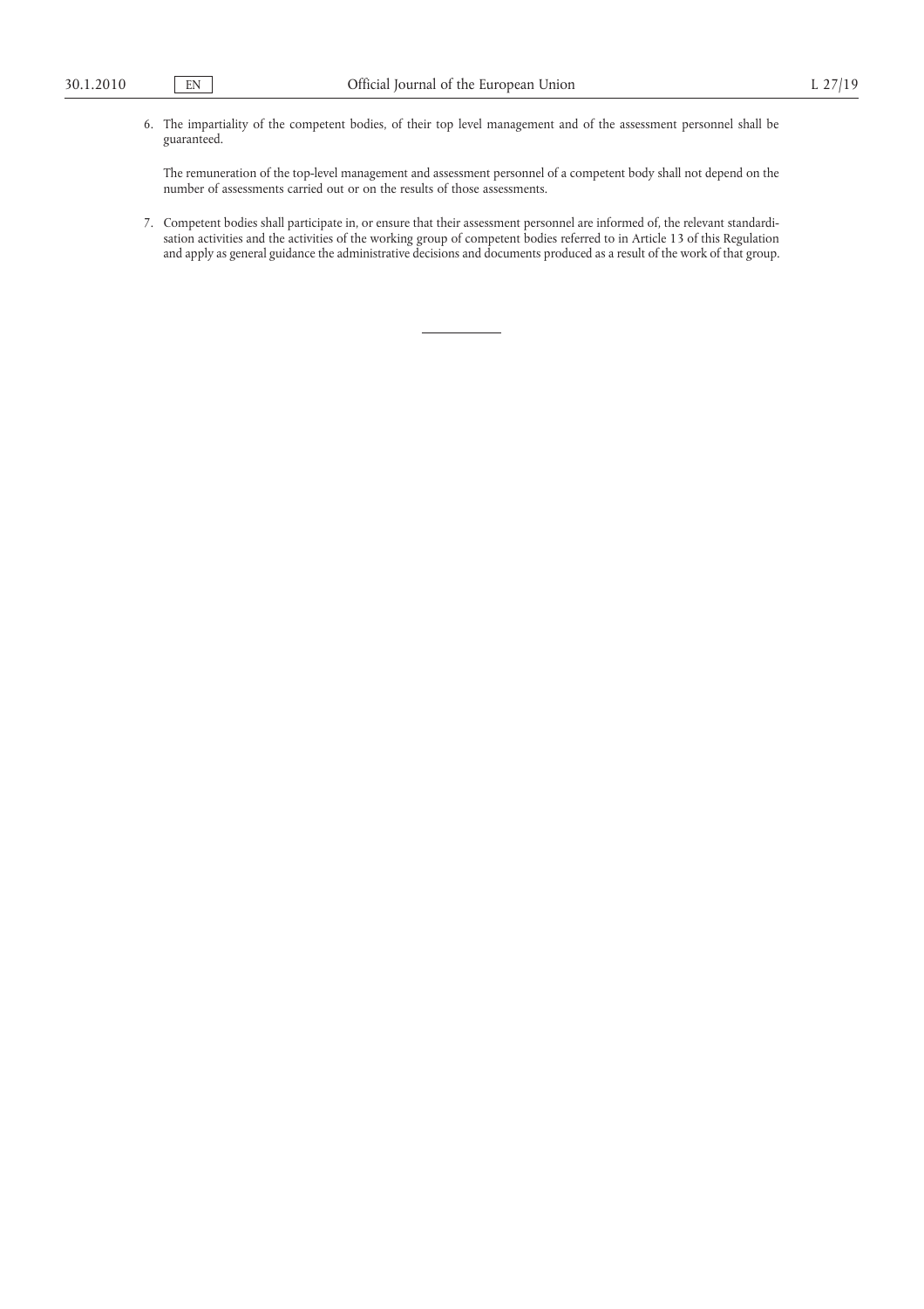6. The impartiality of the competent bodies, of their top level management and of the assessment personnel shall be guaranteed.

   The remuneration of the top-level management and assessment personnel of a competent body shall not depend on the number of assessments carried out or on the results of those assessments.

7. Competent bodies shall participate in, or ensure that their assessment personnel are informed of, the relevant standardisation activities and the activities of the working group of competent bodies referred to in Article 13 of this Regulation and apply as general guidance the administrative decisions and documents produced as a result of the work of that group.